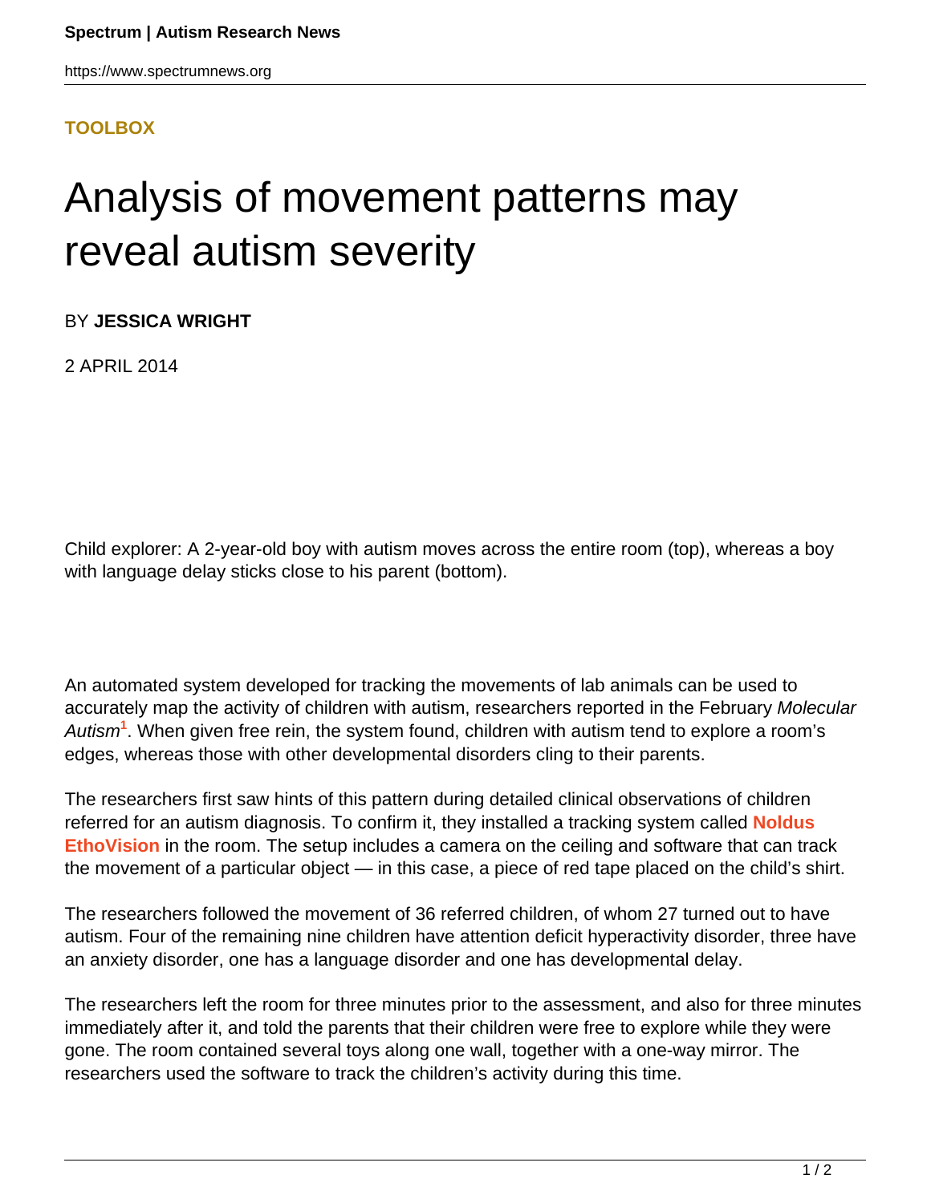**TOOLBOX**

# Analysis of movement patterns may reveal autism severity

BY **JESSICA WRIGHT**

2 APRIL 2014

Child explorer: A 2-year-old boy with autism moves across the entire room (top), whereas a boy with language delay sticks close to his parent (bottom).

An automated system developed for tracking the movements of lab animals can be used to accurately map the activity of children with autism, researchers reported in the February *Molecular Autism*[1]. When given free rein, the system found, children with autism tend to explore a room's edges, whereas those with other developmental disorders cling to their parents.

The researchers first saw hints of this pattern during detailed clinical observations of children referred for an autism diagnosis. To confirm it, they installed a tracking system called **Noldus EthoVision** in the room. The setup includes a camera on the ceiling and software that can track the movement of a particular object — in this case, a piece of red tape placed on the child's shirt.

The researchers followed the movement of 36 referred children, of whom 27 turned out to have autism. Four of the remaining nine children have attention deficit hyperactivity disorder, three have an anxiety disorder, one has a language disorder and one has developmental delay.

The researchers left the room for three minutes prior to the assessment, and also for three minutes immediately after it, and told the parents that their children were free to explore while they were gone. The room contained several toys along one wall, together with a one-way mirror. The researchers used the software to track the children's activity during this time.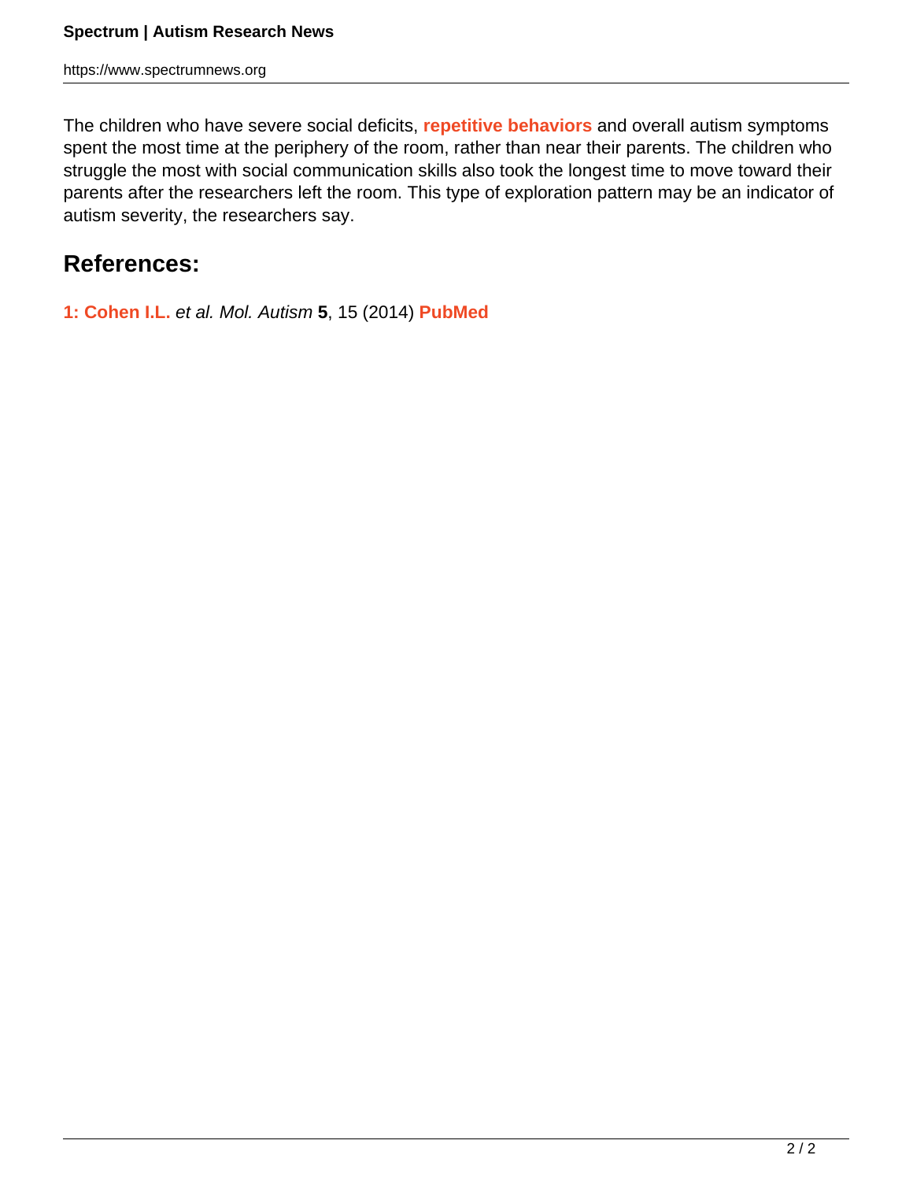The children who have severe social deficits, **repetitive behaviors** and overall autism symptoms spent the most time at the periphery of the room, rather than near their parents. The children who struggle the most with social communication skills also took the longest time to move toward their parents after the researchers left the room. This type of exploration pattern may be an indicator of autism severity, the researchers say.

## References:

**1: Cohen I.L.** *et al. Mol. Autism* **5**, 15 (2014) **PubMed**